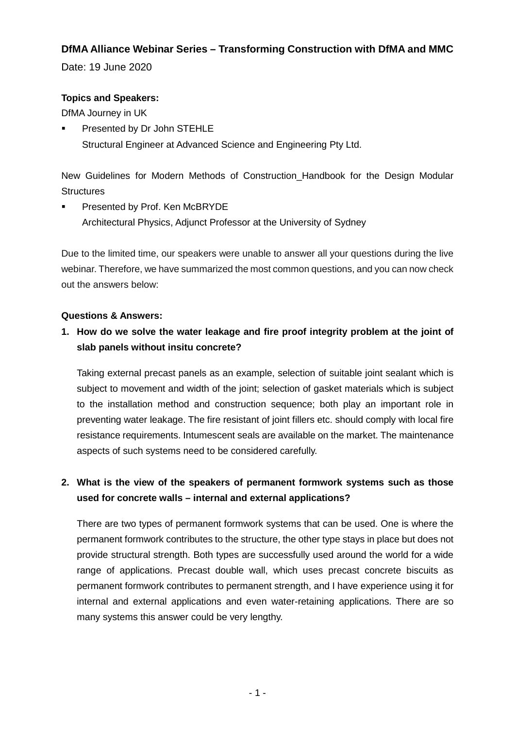**DfMA Alliance Webinar Series – Transforming Construction with DfMA and MMC**

Date: 19 June 2020

**Topics and Speakers:**

DfMA Journey in UK

- Presented by Dr John STEHLE
  Structural Engineer at Advanced Science and Engineering Pty Ltd.

New Guidelines for Modern Methods of Construction_Handbook for the Design Modular Structures

- Presented by Prof. Ken McBRYDE
  Architectural Physics, Adjunct Professor at the University of Sydney

Due to the limited time, our speakers were unable to answer all your questions during the live webinar. Therefore, we have summarized the most common questions, and you can now check out the answers below:

**Questions & Answers:**

1. **How do we solve the water leakage and fire proof integrity problem at the joint of slab panels without insitu concrete?**

   Taking external precast panels as an example, selection of suitable joint sealant which is subject to movement and width of the joint; selection of gasket materials which is subject to the installation method and construction sequence; both play an important role in preventing water leakage. The fire resistant of joint fillers etc. should comply with local fire resistance requirements. Intumescent seals are available on the market. The maintenance aspects of such systems need to be considered carefully.

2. **What is the view of the speakers of permanent formwork systems such as those used for concrete walls – internal and external applications?**

   There are two types of permanent formwork systems that can be used. One is where the permanent formwork contributes to the structure, the other type stays in place but does not provide structural strength. Both types are successfully used around the world for a wide range of applications. Precast double wall, which uses precast concrete biscuits as permanent formwork contributes to permanent strength, and I have experience using it for internal and external applications and even water-retaining applications. There are so many systems this answer could be very lengthy.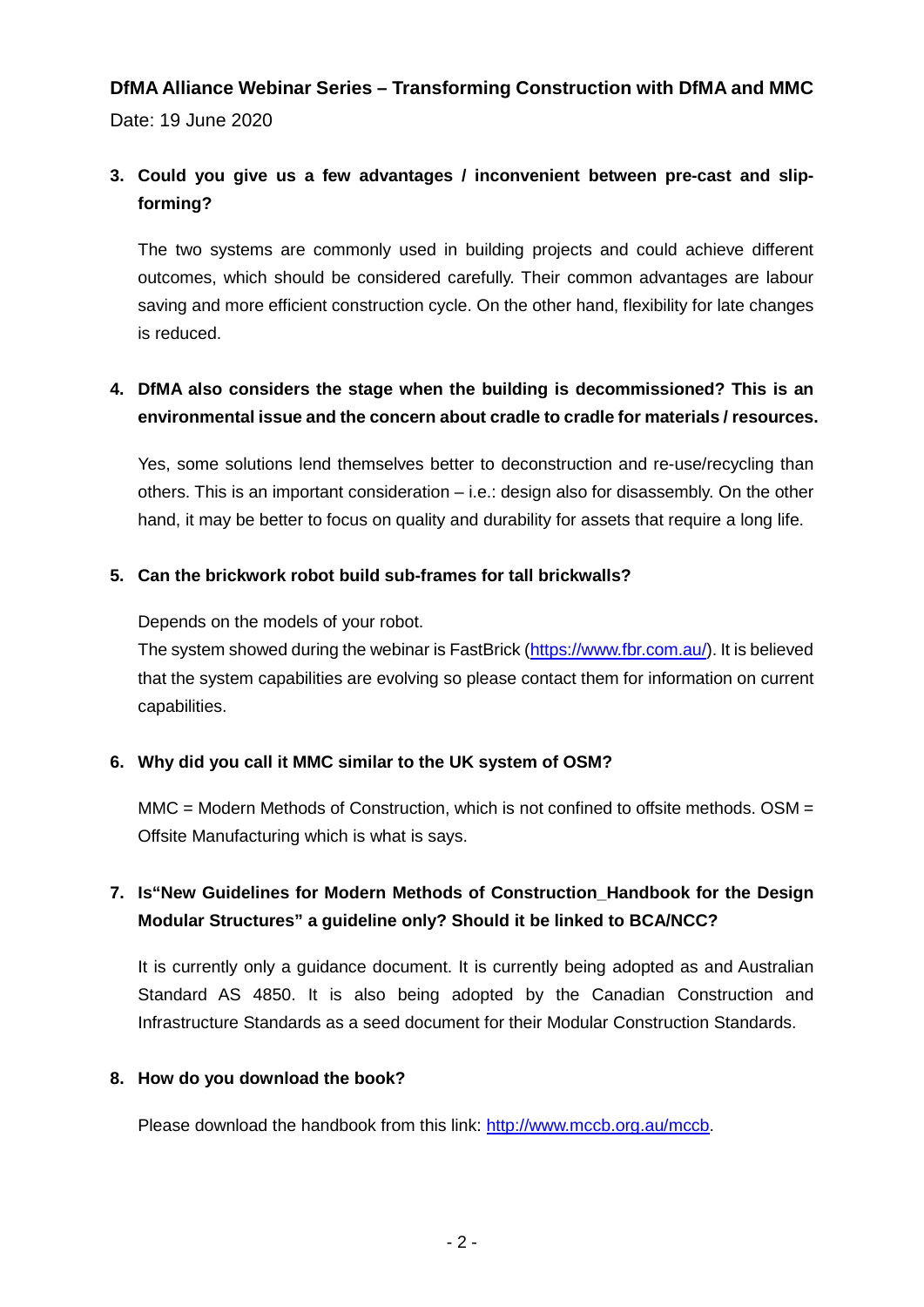**DfMA Alliance Webinar Series – Transforming Construction with DfMA and MMC**

Date: 19 June 2020

3. **Could you give us a few advantages / inconvenient between pre-cast and slip-forming?**

   The two systems are commonly used in building projects and could achieve different outcomes, which should be considered carefully. Their common advantages are labour saving and more efficient construction cycle. On the other hand, flexibility for late changes is reduced.

4. **DfMA also considers the stage when the building is decommissioned? This is an environmental issue and the concern about cradle to cradle for materials / resources.**

   Yes, some solutions lend themselves better to deconstruction and re-use/recycling than others. This is an important consideration – i.e.: design also for disassembly. On the other hand, it may be better to focus on quality and durability for assets that require a long life.

5. **Can the brickwork robot build sub-frames for tall brickwalls?**

   Depends on the models of your robot.
   The system showed during the webinar is FastBrick (https://www.fbr.com.au/). It is believed that the system capabilities are evolving so please contact them for information on current capabilities.

6. **Why did you call it MMC similar to the UK system of OSM?**

   MMC = Modern Methods of Construction, which is not confined to offsite methods. OSM = Offsite Manufacturing which is what is says.

7. **Is"New Guidelines for Modern Methods of Construction_Handbook for the Design Modular Structures" a guideline only? Should it be linked to BCA/NCC?**

   It is currently only a guidance document. It is currently being adopted as and Australian Standard AS 4850. It is also being adopted by the Canadian Construction and Infrastructure Standards as a seed document for their Modular Construction Standards.

8. **How do you download the book?**

   Please download the handbook from this link: http://www.mccb.org.au/mccb.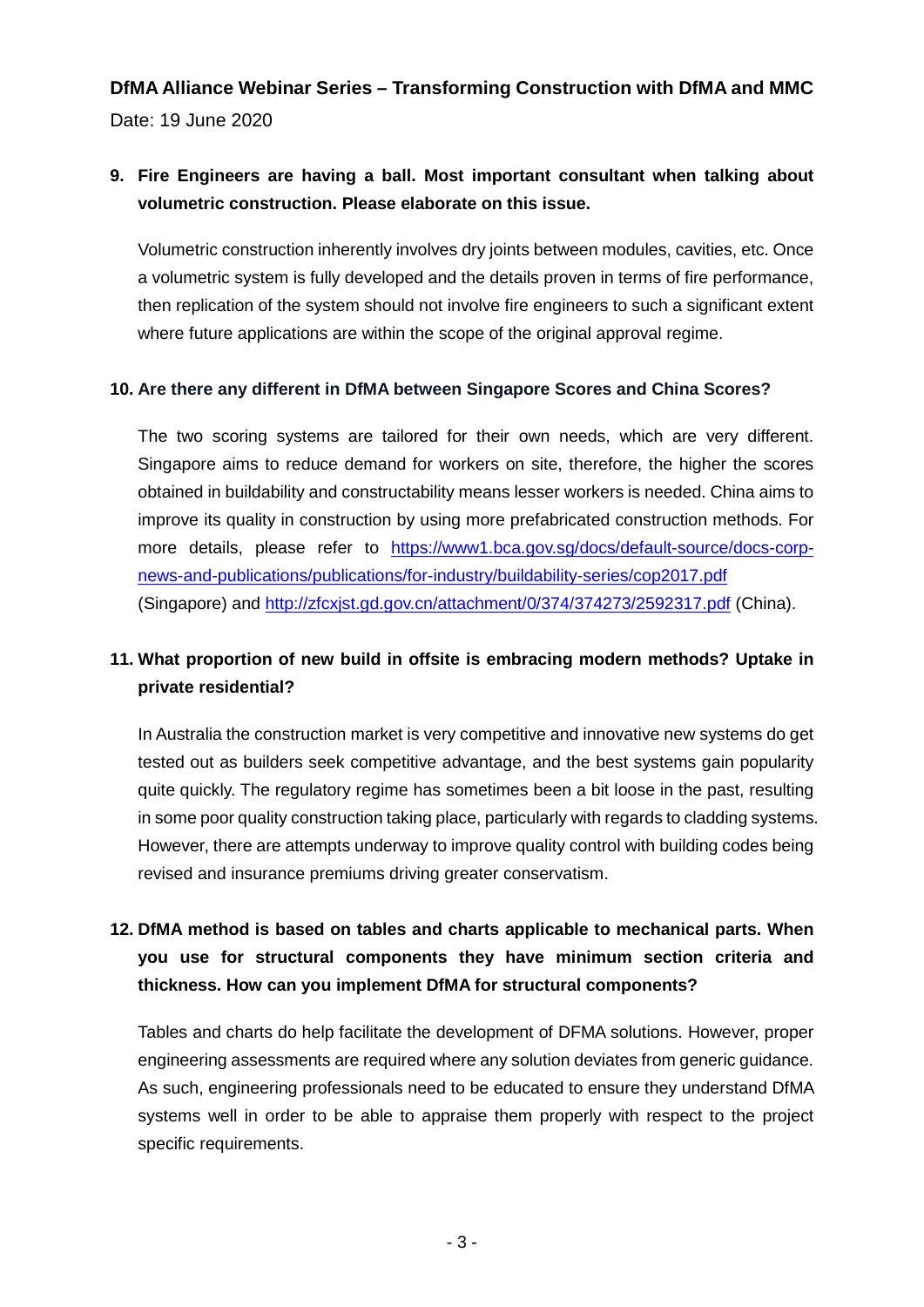**DfMA Alliance Webinar Series – Transforming Construction with DfMA and MMC**

Date: 19 June 2020

9. **Fire Engineers are having a ball. Most important consultant when talking about volumetric construction. Please elaborate on this issue.**

   Volumetric construction inherently involves dry joints between modules, cavities, etc. Once a volumetric system is fully developed and the details proven in terms of fire performance, then replication of the system should not involve fire engineers to such a significant extent where future applications are within the scope of the original approval regime.

10. **Are there any different in DfMA between Singapore Scores and China Scores?**

    The two scoring systems are tailored for their own needs, which are very different. Singapore aims to reduce demand for workers on site, therefore, the higher the scores obtained in buildability and constructability means lesser workers is needed. China aims to improve its quality in construction by using more prefabricated construction methods. For more details, please refer to [https://www1.bca.gov.sg/docs/default-source/docs-corp-news-and-publications/publications/for-industry/buildability-series/cop2017.pdf](https://www1.bca.gov.sg/docs/default-source/docs-corp-news-and-publications/publications/for-industry/buildability-series/cop2017.pdf) (Singapore) and [http://zfcxjst.gd.gov.cn/attachment/0/374/374273/2592317.pdf](http://zfcxjst.gd.gov.cn/attachment/0/374/374273/2592317.pdf) (China).

11. **What proportion of new build in offsite is embracing modern methods? Uptake in private residential?**

    In Australia the construction market is very competitive and innovative new systems do get tested out as builders seek competitive advantage, and the best systems gain popularity quite quickly. The regulatory regime has sometimes been a bit loose in the past, resulting in some poor quality construction taking place, particularly with regards to cladding systems. However, there are attempts underway to improve quality control with building codes being revised and insurance premiums driving greater conservatism.

12. **DfMA method is based on tables and charts applicable to mechanical parts. When you use for structural components they have minimum section criteria and thickness. How can you implement DfMA for structural components?**

    Tables and charts do help facilitate the development of DFMA solutions. However, proper engineering assessments are required where any solution deviates from generic guidance. As such, engineering professionals need to be educated to ensure they understand DfMA systems well in order to be able to appraise them properly with respect to the project specific requirements.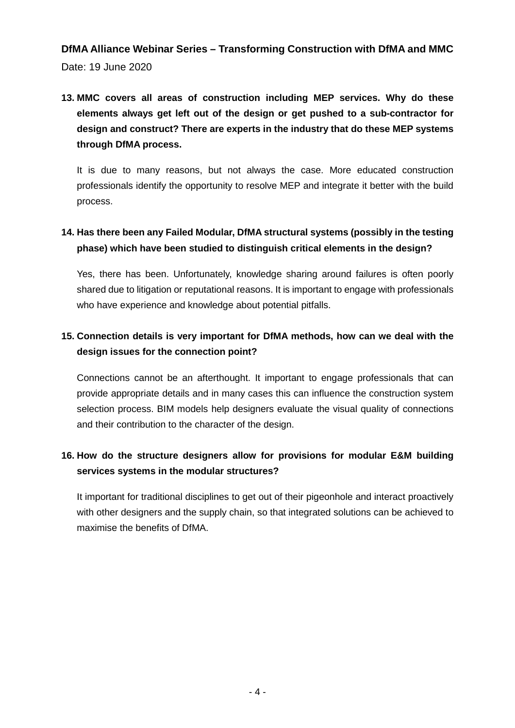**DfMA Alliance Webinar Series – Transforming Construction with DfMA and MMC**

Date: 19 June 2020

13. **MMC covers all areas of construction including MEP services. Why do these elements always get left out of the design or get pushed to a sub-contractor for design and construct? There are experts in the industry that do these MEP systems through DfMA process.**

    It is due to many reasons, but not always the case. More educated construction professionals identify the opportunity to resolve MEP and integrate it better with the build process.

14. **Has there been any Failed Modular, DfMA structural systems (possibly in the testing phase) which have been studied to distinguish critical elements in the design?**

    Yes, there has been. Unfortunately, knowledge sharing around failures is often poorly shared due to litigation or reputational reasons. It is important to engage with professionals who have experience and knowledge about potential pitfalls.

15. **Connection details is very important for DfMA methods, how can we deal with the design issues for the connection point?**

    Connections cannot be an afterthought. It important to engage professionals that can provide appropriate details and in many cases this can influence the construction system selection process. BIM models help designers evaluate the visual quality of connections and their contribution to the character of the design.

16. **How do the structure designers allow for provisions for modular E&M building services systems in the modular structures?**

    It important for traditional disciplines to get out of their pigeonhole and interact proactively with other designers and the supply chain, so that integrated solutions can be achieved to maximise the benefits of DfMA.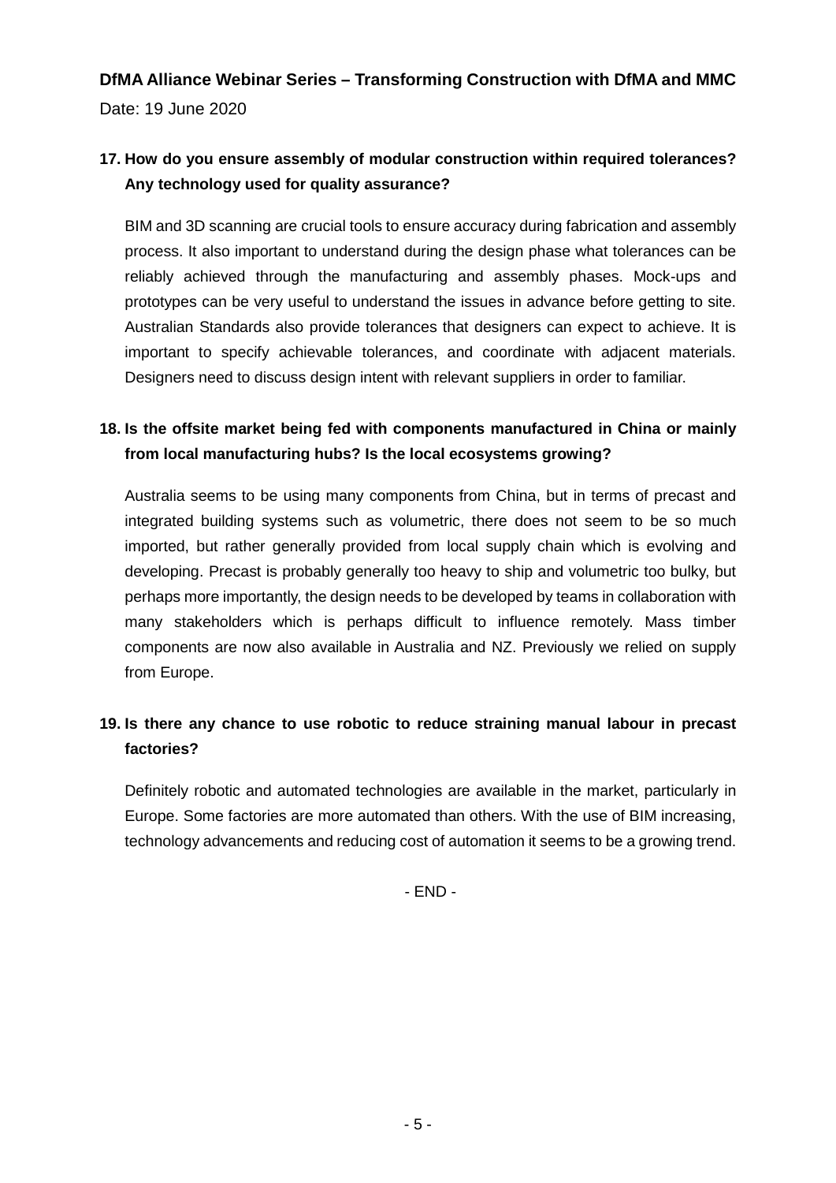**DfMA Alliance Webinar Series – Transforming Construction with DfMA and MMC**

Date: 19 June 2020

**17. How do you ensure assembly of modular construction within required tolerances? Any technology used for quality assurance?**

BIM and 3D scanning are crucial tools to ensure accuracy during fabrication and assembly process. It also important to understand during the design phase what tolerances can be reliably achieved through the manufacturing and assembly phases. Mock-ups and prototypes can be very useful to understand the issues in advance before getting to site. Australian Standards also provide tolerances that designers can expect to achieve. It is important to specify achievable tolerances, and coordinate with adjacent materials. Designers need to discuss design intent with relevant suppliers in order to familiar.

**18. Is the offsite market being fed with components manufactured in China or mainly from local manufacturing hubs? Is the local ecosystems growing?**

Australia seems to be using many components from China, but in terms of precast and integrated building systems such as volumetric, there does not seem to be so much imported, but rather generally provided from local supply chain which is evolving and developing. Precast is probably generally too heavy to ship and volumetric too bulky, but perhaps more importantly, the design needs to be developed by teams in collaboration with many stakeholders which is perhaps difficult to influence remotely. Mass timber components are now also available in Australia and NZ. Previously we relied on supply from Europe.

**19. Is there any chance to use robotic to reduce straining manual labour in precast factories?**

Definitely robotic and automated technologies are available in the market, particularly in Europe. Some factories are more automated than others. With the use of BIM increasing, technology advancements and reducing cost of automation it seems to be a growing trend.

- END -